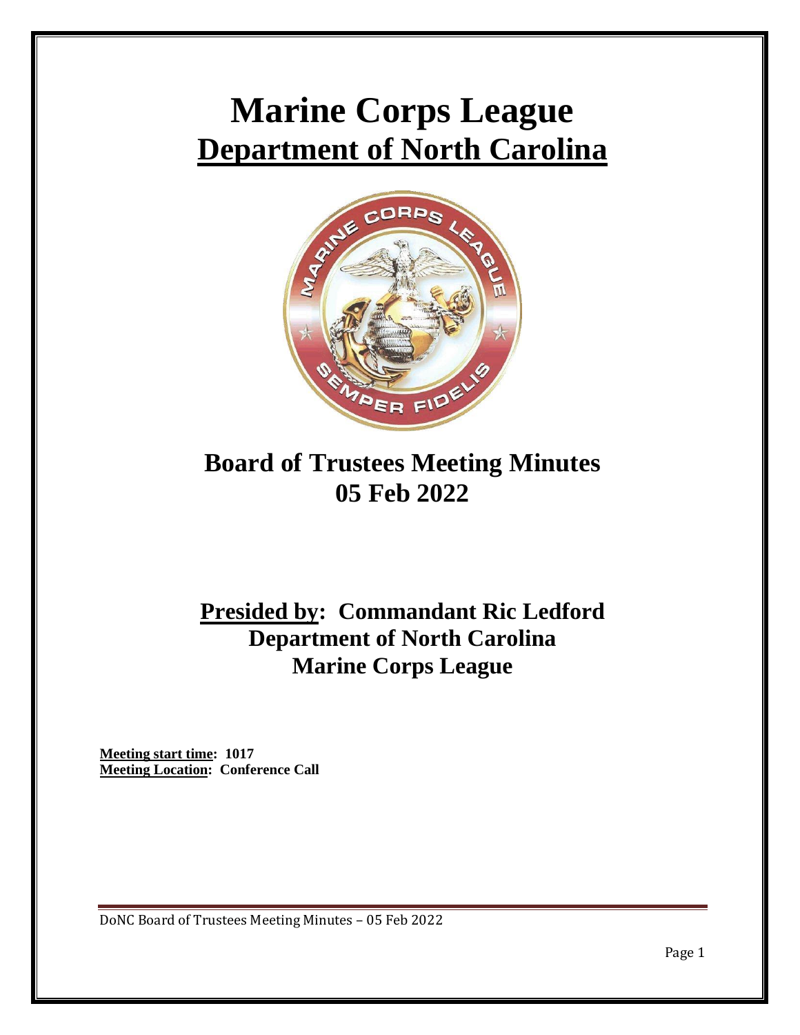# Marine Corps League

## Department of North Carolina

## Board of Trustees Meeting Minutes
## 05 Feb 2022

## Presided by: Commandant Ric Ledford
## Department of North Carolina
## Marine Corps League

**Meeting start time: 1017**
**Meeting Location: Conference Call**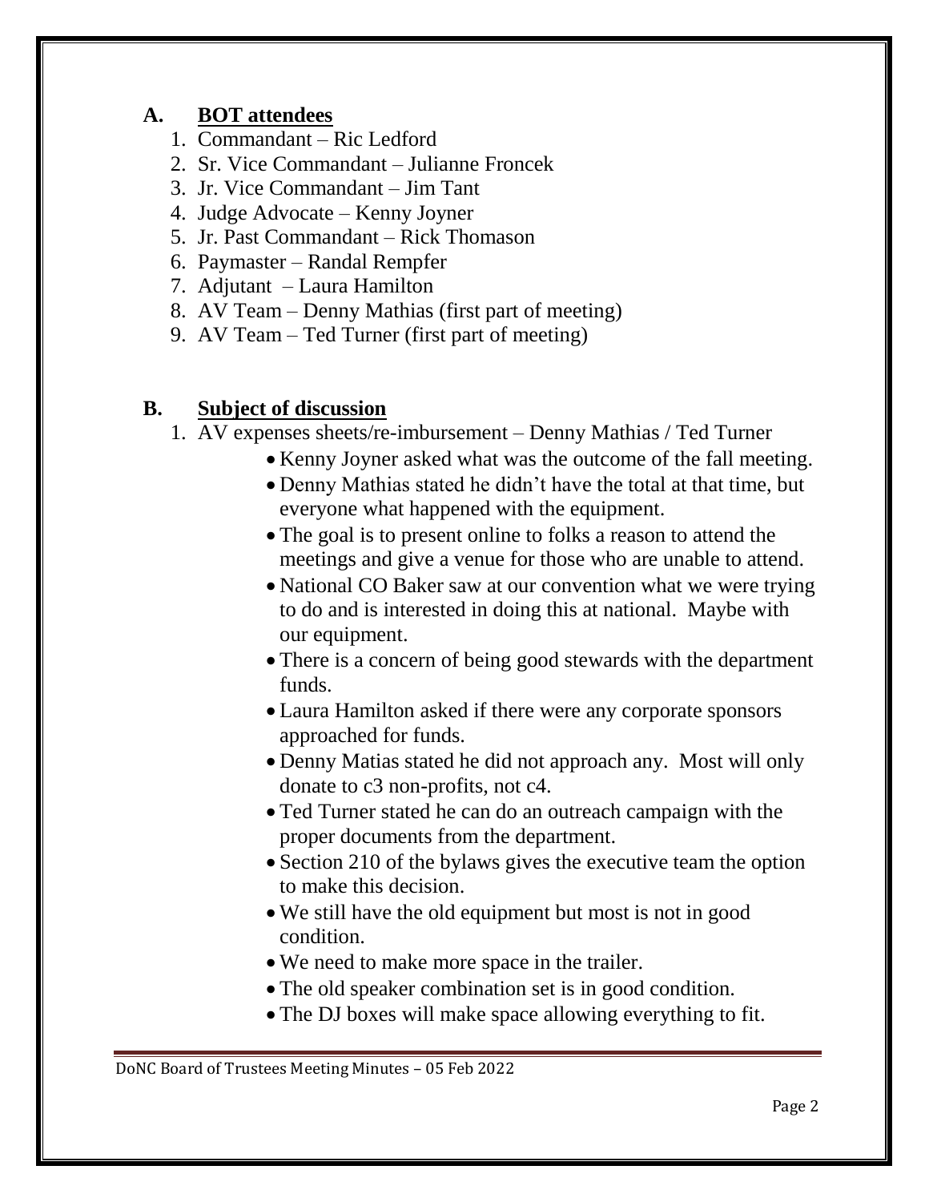## A. BOT attendees

1. Commandant – Ric Ledford
2. Sr. Vice Commandant – Julianne Froncek
3. Jr. Vice Commandant – Jim Tant
4. Judge Advocate – Kenny Joyner
5. Jr. Past Commandant – Rick Thomason
6. Paymaster – Randal Rempfer
7. Adjutant – Laura Hamilton
8. AV Team – Denny Mathias (first part of meeting)
9. AV Team – Ted Turner (first part of meeting)

## B. Subject of discussion

1. AV expenses sheets/re-imbursement – Denny Mathias / Ted Turner
   - Kenny Joyner asked what was the outcome of the fall meeting.
   - Denny Mathias stated he didn't have the total at that time, but everyone what happened with the equipment.
   - The goal is to present online to folks a reason to attend the meetings and give a venue for those who are unable to attend.
   - National CO Baker saw at our convention what we were trying to do and is interested in doing this at national. Maybe with our equipment.
   - There is a concern of being good stewards with the department funds.
   - Laura Hamilton asked if there were any corporate sponsors approached for funds.
   - Denny Matias stated he did not approach any. Most will only donate to c3 non-profits, not c4.
   - Ted Turner stated he can do an outreach campaign with the proper documents from the department.
   - Section 210 of the bylaws gives the executive team the option to make this decision.
   - We still have the old equipment but most is not in good condition.
   - We need to make more space in the trailer.
   - The old speaker combination set is in good condition.
   - The DJ boxes will make space allowing everything to fit.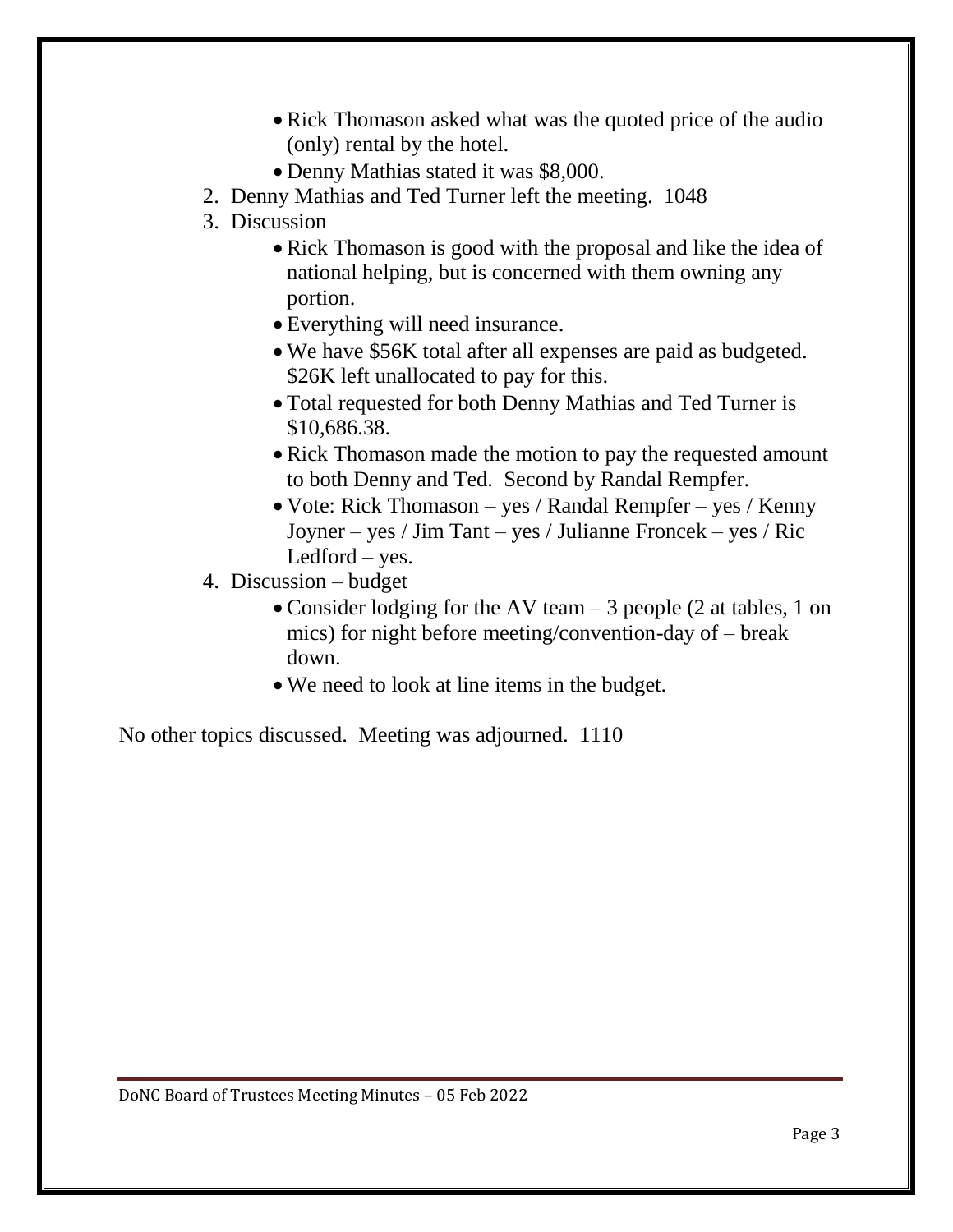- Rick Thomason asked what was the quoted price of the audio (only) rental by the hotel.
- Denny Mathias stated it was $8,000.

2. Denny Mathias and Ted Turner left the meeting. 1048
3. Discussion
   - Rick Thomason is good with the proposal and like the idea of national helping, but is concerned with them owning any portion.
   - Everything will need insurance.
   - We have $56K total after all expenses are paid as budgeted. $26K left unallocated to pay for this.
   - Total requested for both Denny Mathias and Ted Turner is $10,686.38.
   - Rick Thomason made the motion to pay the requested amount to both Denny and Ted. Second by Randal Rempfer.
   - Vote: Rick Thomason – yes / Randal Rempfer – yes / Kenny Joyner – yes / Jim Tant – yes / Julianne Froncek – yes / Ric Ledford – yes.
4. Discussion – budget
   - Consider lodging for the AV team – 3 people (2 at tables, 1 on mics) for night before meeting/convention-day of – break down.
   - We need to look at line items in the budget.

No other topics discussed. Meeting was adjourned. 1110